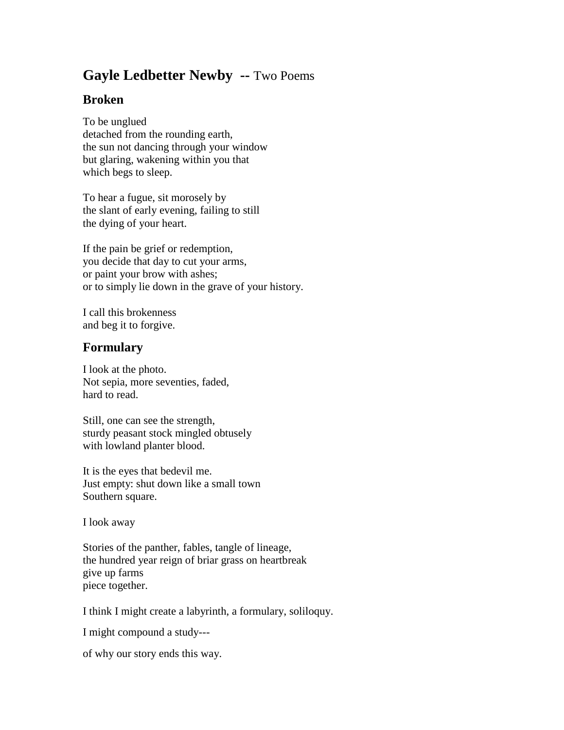# **Gayle Ledbetter Newby --** Two Poems

## Broken

To be unglued  
detached from the rounding earth,  
the sun not dancing through your window  
but glaring, wakening within you that  
which begs to sleep.

To hear a fugue, sit morosely by  
the slant of early evening, failing to still  
the dying of your heart.

If the pain be grief or redemption,  
you decide that day to cut your arms,  
or paint your brow with ashes;  
or to simply lie down in the grave of your history.

I call this brokenness  
and beg it to forgive.

## Formulary

I look at the photo.  
Not sepia, more seventies, faded,  
hard to read.

Still, one can see the strength,  
sturdy peasant stock mingled obtusely  
with lowland planter blood.

It is the eyes that bedevil me.  
Just empty: shut down like a small town  
Southern square.

I look away

Stories of the panther, fables, tangle of lineage,  
the hundred year reign of briar grass on heartbreak  
give up farms  
piece together.

I think I might create a labyrinth, a formulary, soliloquy.

I might compound a study---

of why our story ends this way.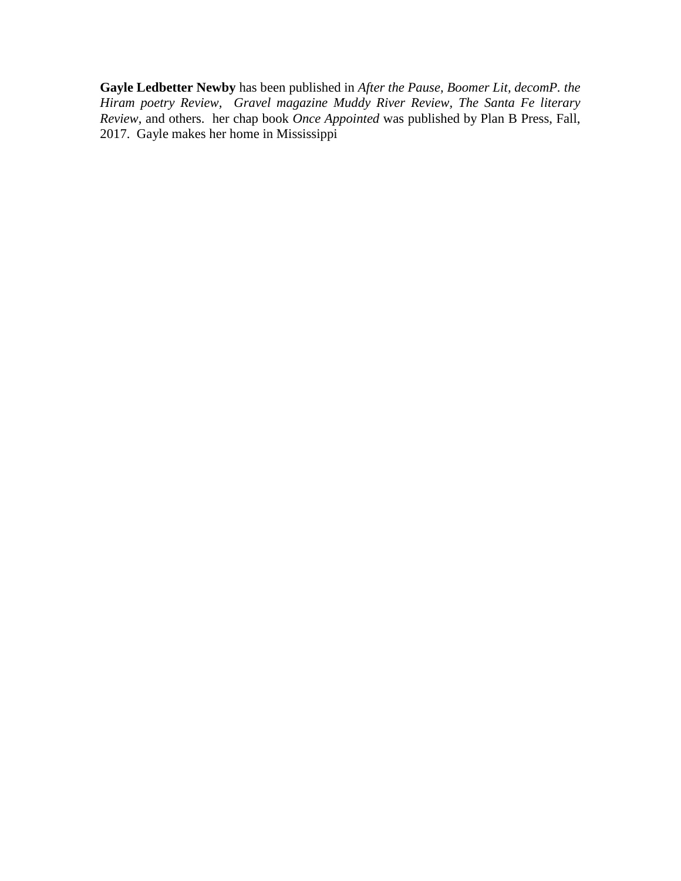**Gayle Ledbetter Newby** has been published in *After the Pause, Boomer Lit, decomP. the Hiram poetry Review, Gravel magazine Muddy River Review, The Santa Fe literary Review*, and others. her chap book *Once Appointed* was published by Plan B Press, Fall, 2017. Gayle makes her home in Mississippi